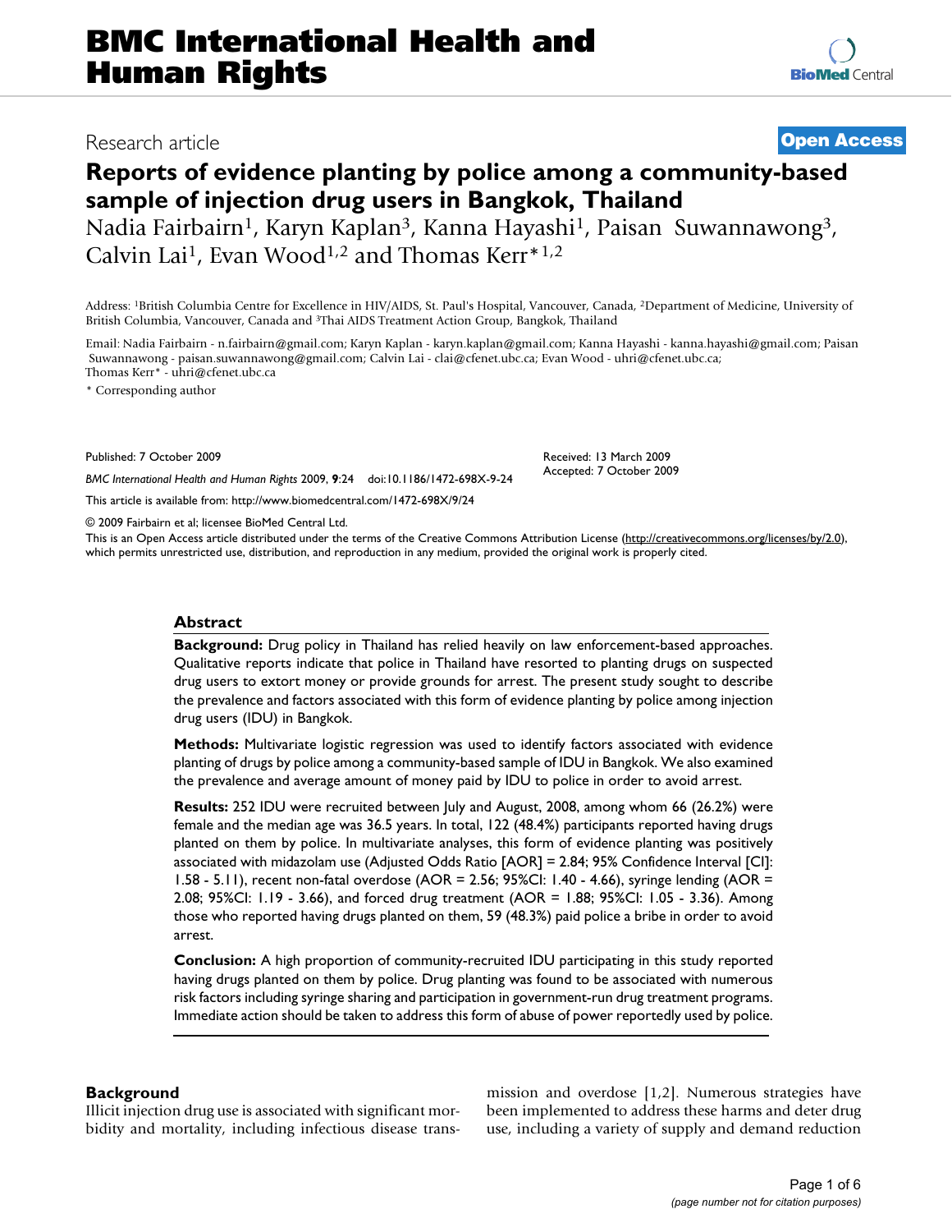BMC International Health and Human Rights

Research article

Open Access

# Reports of evidence planting by police among a community-based sample of injection drug users in Bangkok, Thailand

Nadia Fairbairn[1], Karyn Kaplan[3], Kanna Hayashi[1], Paisan Suwannawong[3], Calvin Lai[1], Evan Wood[1,2] and Thomas Kerr*[1,2]

Address: [1]British Columbia Centre for Excellence in HIV/AIDS, St. Paul's Hospital, Vancouver, Canada, [2]Department of Medicine, University of British Columbia, Vancouver, Canada and [3]Thai AIDS Treatment Action Group, Bangkok, Thailand

Email: Nadia Fairbairn - n.fairbairn@gmail.com; Karyn Kaplan - karyn.kaplan@gmail.com; Kanna Hayashi - kanna.hayashi@gmail.com; Paisan Suwannawong - paisan.suwannawong@gmail.com; Calvin Lai - clai@cfenet.ubc.ca; Evan Wood - uhri@cfenet.ubc.ca; Thomas Kerr* - uhri@cfenet.ubc.ca

\* Corresponding author

Published: 7 October 2009

*BMC International Health and Human Rights* 2009, **9**:24 doi:10.1186/1472-698X-9-24

Received: 13 March 2009
Accepted: 7 October 2009

This article is available from: http://www.biomedcentral.com/1472-698X/9/24

© 2009 Fairbairn et al; licensee BioMed Central Ltd.

This is an Open Access article distributed under the terms of the Creative Commons Attribution License (http://creativecommons.org/licenses/by/2.0), which permits unrestricted use, distribution, and reproduction in any medium, provided the original work is properly cited.

## Abstract

**Background:** Drug policy in Thailand has relied heavily on law enforcement-based approaches. Qualitative reports indicate that police in Thailand have resorted to planting drugs on suspected drug users to extort money or provide grounds for arrest. The present study sought to describe the prevalence and factors associated with this form of evidence planting by police among injection drug users (IDU) in Bangkok.

**Methods:** Multivariate logistic regression was used to identify factors associated with evidence planting of drugs by police among a community-based sample of IDU in Bangkok. We also examined the prevalence and average amount of money paid by IDU to police in order to avoid arrest.

**Results:** 252 IDU were recruited between July and August, 2008, among whom 66 (26.2%) were female and the median age was 36.5 years. In total, 122 (48.4%) participants reported having drugs planted on them by police. In multivariate analyses, this form of evidence planting was positively associated with midazolam use (Adjusted Odds Ratio [AOR] = 2.84; 95% Confidence Interval [CI]: 1.58 - 5.11), recent non-fatal overdose (AOR = 2.56; 95%CI: 1.40 - 4.66), syringe lending (AOR = 2.08; 95%CI: 1.19 - 3.66), and forced drug treatment (AOR = 1.88; 95%CI: 1.05 - 3.36). Among those who reported having drugs planted on them, 59 (48.3%) paid police a bribe in order to avoid arrest.

**Conclusion:** A high proportion of community-recruited IDU participating in this study reported having drugs planted on them by police. Drug planting was found to be associated with numerous risk factors including syringe sharing and participation in government-run drug treatment programs. Immediate action should be taken to address this form of abuse of power reportedly used by police.

## Background

Illicit injection drug use is associated with significant morbidity and mortality, including infectious disease transmission and overdose [1,2]. Numerous strategies have been implemented to address these harms and deter drug use, including a variety of supply and demand reduction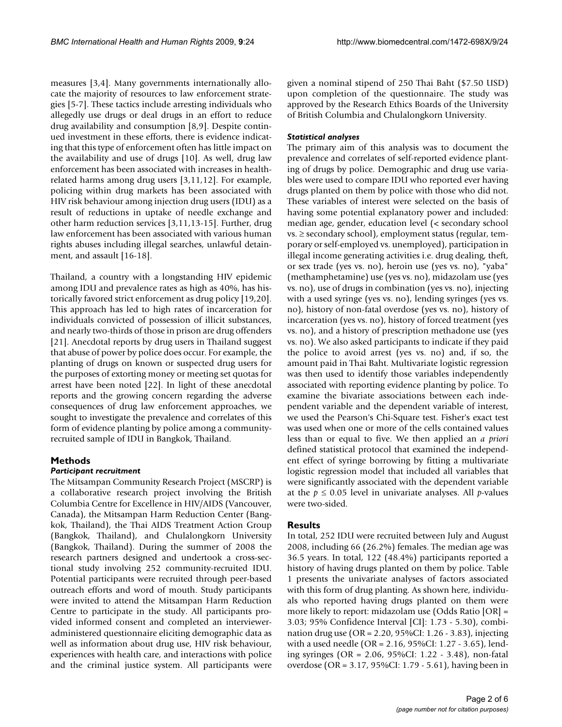measures [3,4]. Many governments internationally allocate the majority of resources to law enforcement strategies [5-7]. These tactics include arresting individuals who allegedly use drugs or deal drugs in an effort to reduce drug availability and consumption [8,9]. Despite continued investment in these efforts, there is evidence indicating that this type of enforcement often has little impact on the availability and use of drugs [10]. As well, drug law enforcement has been associated with increases in health-related harms among drug users [3,11,12]. For example, policing within drug markets has been associated with HIV risk behaviour among injection drug users (IDU) as a result of reductions in uptake of needle exchange and other harm reduction services [3,11,13-15]. Further, drug law enforcement has been associated with various human rights abuses including illegal searches, unlawful detainment, and assault [16-18].

Thailand, a country with a longstanding HIV epidemic among IDU and prevalence rates as high as 40%, has historically favored strict enforcement as drug policy [19,20]. This approach has led to high rates of incarceration for individuals convicted of possession of illicit substances, and nearly two-thirds of those in prison are drug offenders [21]. Anecdotal reports by drug users in Thailand suggest that abuse of power by police does occur. For example, the planting of drugs on known or suspected drug users for the purposes of extorting money or meeting set quotas for arrest have been noted [22]. In light of these anecdotal reports and the growing concern regarding the adverse consequences of drug law enforcement approaches, we sought to investigate the prevalence and correlates of this form of evidence planting by police among a community-recruited sample of IDU in Bangkok, Thailand.

## Methods

### *Participant recruitment*

The Mitsampan Community Research Project (MSCRP) is a collaborative research project involving the British Columbia Centre for Excellence in HIV/AIDS (Vancouver, Canada), the Mitsampan Harm Reduction Center (Bangkok, Thailand), the Thai AIDS Treatment Action Group (Bangkok, Thailand), and Chulalongkorn University (Bangkok, Thailand). During the summer of 2008 the research partners designed and undertook a cross-sectional study involving 252 community-recruited IDU. Potential participants were recruited through peer-based outreach efforts and word of mouth. Study participants were invited to attend the Mitsampan Harm Reduction Centre to participate in the study. All participants provided informed consent and completed an interviewer-administered questionnaire eliciting demographic data as well as information about drug use, HIV risk behaviour, experiences with health care, and interactions with police and the criminal justice system. All participants were given a nominal stipend of 250 Thai Baht ($7.50 USD) upon completion of the questionnaire. The study was approved by the Research Ethics Boards of the University of British Columbia and Chulalongkorn University.

### *Statistical analyses*

The primary aim of this analysis was to document the prevalence and correlates of self-reported evidence planting of drugs by police. Demographic and drug use variables were used to compare IDU who reported ever having drugs planted on them by police with those who did not. These variables of interest were selected on the basis of having some potential explanatory power and included: median age, gender, education level (< secondary school vs. ≥ secondary school), employment status (regular, temporary or self-employed vs. unemployed), participation in illegal income generating activities i.e. drug dealing, theft, or sex trade (yes vs. no), heroin use (yes vs. no), "yaba" (methamphetamine) use (yes vs. no), midazolam use (yes vs. no), use of drugs in combination (yes vs. no), injecting with a used syringe (yes vs. no), lending syringes (yes vs. no), history of non-fatal overdose (yes vs. no), history of incarceration (yes vs. no), history of forced treatment (yes vs. no), and a history of prescription methadone use (yes vs. no). We also asked participants to indicate if they paid the police to avoid arrest (yes vs. no) and, if so, the amount paid in Thai Baht. Multivariate logistic regression was then used to identify those variables independently associated with reporting evidence planting by police. To examine the bivariate associations between each independent variable and the dependent variable of interest, we used the Pearson's Chi-Square test. Fisher's exact test was used when one or more of the cells contained values less than or equal to five. We then applied an *a priori* defined statistical protocol that examined the independent effect of syringe borrowing by fitting a multivariate logistic regression model that included all variables that were significantly associated with the dependent variable at the $p \leq 0.05$ level in univariate analyses. All *p*-values were two-sided.

## Results

In total, 252 IDU were recruited between July and August 2008, including 66 (26.2%) females. The median age was 36.5 years. In total, 122 (48.4%) participants reported a history of having drugs planted on them by police. Table 1 presents the univariate analyses of factors associated with this form of drug planting. As shown here, individuals who reported having drugs planted on them were more likely to report: midazolam use (Odds Ratio [OR] = 3.03; 95% Confidence Interval [CI]: 1.73 - 5.30), combination drug use (OR = 2.20, 95%CI: 1.26 - 3.83), injecting with a used needle (OR = 2.16, 95%CI: 1.27 - 3.65), lending syringes (OR = 2.06, 95%CI: 1.22 - 3.48), non-fatal overdose (OR = 3.17, 95%CI: 1.79 - 5.61), having been in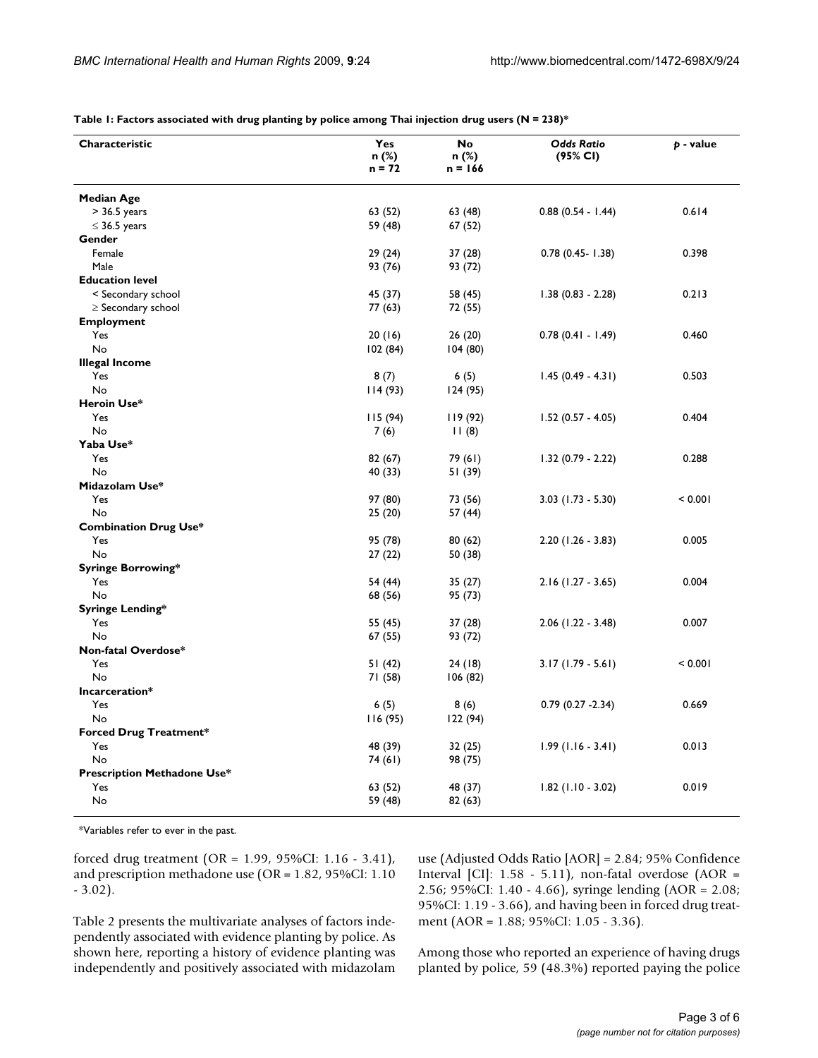**Table 1: Factors associated with drug planting by police among Thai injection drug users (N = 238)***

| Characteristic | Yes n (%) n = 72 | No n (%) n = 166 | *Odds Ratio* (95% CI) | *p* - value |
|---|---|---|---|---|
| **Median Age** | | | | |
| > 36.5 years | 63 (52) | 63 (48) | 0.88 (0.54 - 1.44) | 0.614 |
| ≤ 36.5 years | 59 (48) | 67 (52) | | |
| **Gender** | | | | |
| Female | 29 (24) | 37 (28) | 0.78 (0.45- 1.38) | 0.398 |
| Male | 93 (76) | 93 (72) | | |
| **Education level** | | | | |
| < Secondary school | 45 (37) | 58 (45) | 1.38 (0.83 - 2.28) | 0.213 |
| ≥ Secondary school | 77 (63) | 72 (55) | | |
| **Employment** | | | | |
| Yes | 20 (16) | 26 (20) | 0.78 (0.41 - 1.49) | 0.460 |
| No | 102 (84) | 104 (80) | | |
| **Illegal Income** | | | | |
| Yes | 8 (7) | 6 (5) | 1.45 (0.49 - 4.31) | 0.503 |
| No | 114 (93) | 124 (95) | | |
| **Heroin Use*** | | | | |
| Yes | 115 (94) | 119 (92) | 1.52 (0.57 - 4.05) | 0.404 |
| No | 7 (6) | 11 (8) | | |
| **Yaba Use*** | | | | |
| Yes | 82 (67) | 79 (61) | 1.32 (0.79 - 2.22) | 0.288 |
| No | 40 (33) | 51 (39) | | |
| **Midazolam Use*** | | | | |
| Yes | 97 (80) | 73 (56) | 3.03 (1.73 - 5.30) | < 0.001 |
| No | 25 (20) | 57 (44) | | |
| **Combination Drug Use*** | | | | |
| Yes | 95 (78) | 80 (62) | 2.20 (1.26 - 3.83) | 0.005 |
| No | 27 (22) | 50 (38) | | |
| **Syringe Borrowing*** | | | | |
| Yes | 54 (44) | 35 (27) | 2.16 (1.27 - 3.65) | 0.004 |
| No | 68 (56) | 95 (73) | | |
| **Syringe Lending*** | | | | |
| Yes | 55 (45) | 37 (28) | 2.06 (1.22 - 3.48) | 0.007 |
| No | 67 (55) | 93 (72) | | |
| **Non-fatal Overdose*** | | | | |
| Yes | 51 (42) | 24 (18) | 3.17 (1.79 - 5.61) | < 0.001 |
| No | 71 (58) | 106 (82) | | |
| **Incarceration*** | | | | |
| Yes | 6 (5) | 8 (6) | 0.79 (0.27 -2.34) | 0.669 |
| No | 116 (95) | 122 (94) | | |
| **Forced Drug Treatment*** | | | | |
| Yes | 48 (39) | 32 (25) | 1.99 (1.16 - 3.41) | 0.013 |
| No | 74 (61) | 98 (75) | | |
| **Prescription Methadone Use*** | | | | |
| Yes | 63 (52) | 48 (37) | 1.82 (1.10 - 3.02) | 0.019 |
| No | 59 (48) | 82 (63) | | |

*Variables refer to ever in the past.

forced drug treatment (OR = 1.99, 95%CI: 1.16 - 3.41), and prescription methadone use (OR = 1.82, 95%CI: 1.10 - 3.02).

Table 2 presents the multivariate analyses of factors independently associated with evidence planting by police. As shown here, reporting a history of evidence planting was independently and positively associated with midazolam use (Adjusted Odds Ratio [AOR] = 2.84; 95% Confidence Interval [CI]: 1.58 - 5.11), non-fatal overdose (AOR = 2.56; 95%CI: 1.40 - 4.66), syringe lending (AOR = 2.08; 95%CI: 1.19 - 3.66), and having been in forced drug treatment (AOR = 1.88; 95%CI: 1.05 - 3.36).

Among those who reported an experience of having drugs planted by police, 59 (48.3%) reported paying the police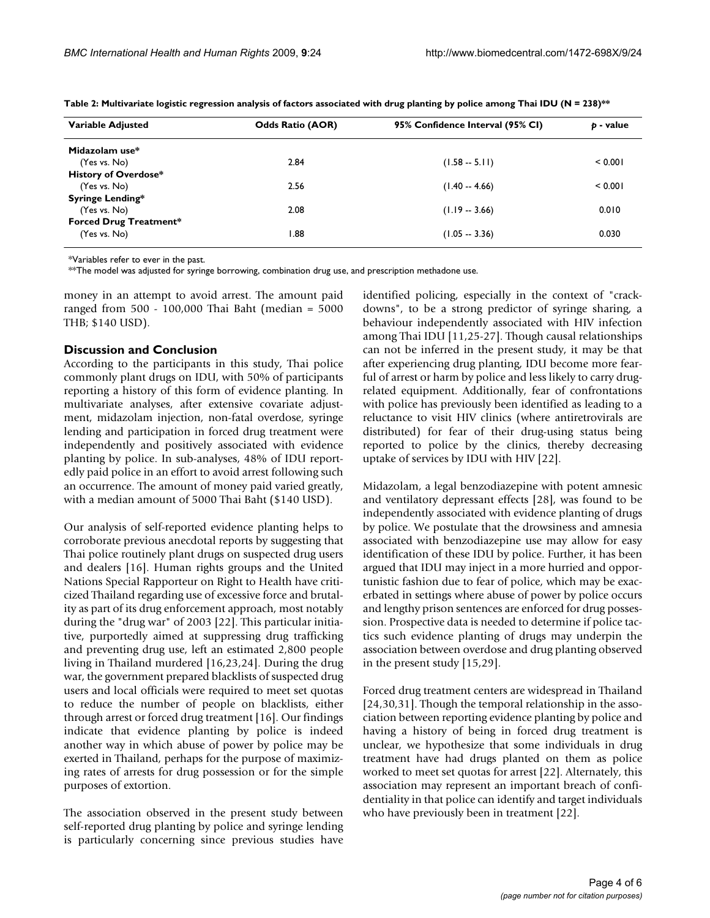**Table 2: Multivariate logistic regression analysis of factors associated with drug planting by police among Thai IDU (N = 238)****

| Variable Adjusted | Odds Ratio (AOR) | 95% Confidence Interval (95% CI) | p - value |
| --- | --- | --- | --- |
| **Midazolam use*** | | | |
| (Yes vs. No) | 2.84 | (1.58 -- 5.11) | < 0.001 |
| **History of Overdose*** | | | |
| (Yes vs. No) | 2.56 | (1.40 -- 4.66) | < 0.001 |
| **Syringe Lending*** | | | |
| (Yes vs. No) | 2.08 | (1.19 -- 3.66) | 0.010 |
| **Forced Drug Treatment*** | | | |
| (Yes vs. No) | 1.88 | (1.05 -- 3.36) | 0.030 |

*Variables refer to ever in the past.
**The model was adjusted for syringe borrowing, combination drug use, and prescription methadone use.

money in an attempt to avoid arrest. The amount paid ranged from 500 - 100,000 Thai Baht (median = 5000 THB; $140 USD).

## Discussion and Conclusion

According to the participants in this study, Thai police commonly plant drugs on IDU, with 50% of participants reporting a history of this form of evidence planting. In multivariate analyses, after extensive covariate adjustment, midazolam injection, non-fatal overdose, syringe lending and participation in forced drug treatment were independently and positively associated with evidence planting by police. In sub-analyses, 48% of IDU reportedly paid police in an effort to avoid arrest following such an occurrence. The amount of money paid varied greatly, with a median amount of 5000 Thai Baht ($140 USD).

Our analysis of self-reported evidence planting helps to corroborate previous anecdotal reports by suggesting that Thai police routinely plant drugs on suspected drug users and dealers [16]. Human rights groups and the United Nations Special Rapporteur on Right to Health have criticized Thailand regarding use of excessive force and brutality as part of its drug enforcement approach, most notably during the "drug war" of 2003 [22]. This particular initiative, purportedly aimed at suppressing drug trafficking and preventing drug use, left an estimated 2,800 people living in Thailand murdered [16,23,24]. During the drug war, the government prepared blacklists of suspected drug users and local officials were required to meet set quotas to reduce the number of people on blacklists, either through arrest or forced drug treatment [16]. Our findings indicate that evidence planting by police is indeed another way in which abuse of power by police may be exerted in Thailand, perhaps for the purpose of maximizing rates of arrests for drug possession or for the simple purposes of extortion.

The association observed in the present study between self-reported drug planting by police and syringe lending is particularly concerning since previous studies have identified policing, especially in the context of "crack-downs", to be a strong predictor of syringe sharing, a behaviour independently associated with HIV infection among Thai IDU [11,25-27]. Though causal relationships can not be inferred in the present study, it may be that after experiencing drug planting, IDU become more fearful of arrest or harm by police and less likely to carry drug-related equipment. Additionally, fear of confrontations with police has previously been identified as leading to a reluctance to visit HIV clinics (where antiretrovirals are distributed) for fear of their drug-using status being reported to police by the clinics, thereby decreasing uptake of services by IDU with HIV [22].

Midazolam, a legal benzodiazepine with potent amnesic and ventilatory depressant effects [28], was found to be independently associated with evidence planting of drugs by police. We postulate that the drowsiness and amnesia associated with benzodiazepine use may allow for easy identification of these IDU by police. Further, it has been argued that IDU may inject in a more hurried and opportunistic fashion due to fear of police, which may be exacerbated in settings where abuse of power by police occurs and lengthy prison sentences are enforced for drug possession. Prospective data is needed to determine if police tactics such evidence planting of drugs may underpin the association between overdose and drug planting observed in the present study [15,29].

Forced drug treatment centers are widespread in Thailand [24,30,31]. Though the temporal relationship in the association between reporting evidence planting by police and having a history of being in forced drug treatment is unclear, we hypothesize that some individuals in drug treatment have had drugs planted on them as police worked to meet set quotas for arrest [22]. Alternately, this association may represent an important breach of confidentiality in that police can identify and target individuals who have previously been in treatment [22].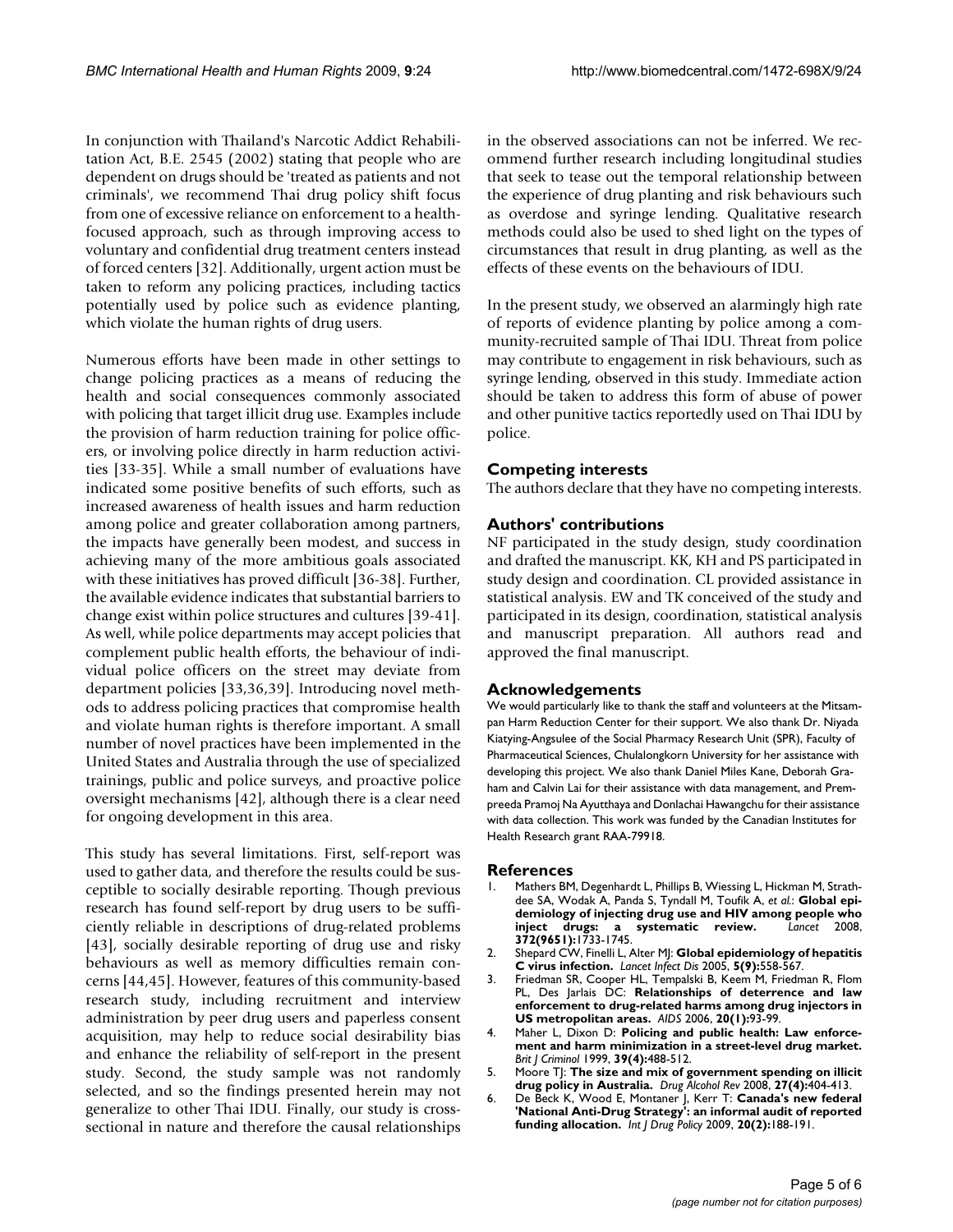In conjunction with Thailand's Narcotic Addict Rehabilitation Act, B.E. 2545 (2002) stating that people who are dependent on drugs should be 'treated as patients and not criminals', we recommend Thai drug policy shift focus from one of excessive reliance on enforcement to a health-focused approach, such as through improving access to voluntary and confidential drug treatment centers instead of forced centers [32]. Additionally, urgent action must be taken to reform any policing practices, including tactics potentially used by police such as evidence planting, which violate the human rights of drug users.

Numerous efforts have been made in other settings to change policing practices as a means of reducing the health and social consequences commonly associated with policing that target illicit drug use. Examples include the provision of harm reduction training for police officers, or involving police directly in harm reduction activities [33-35]. While a small number of evaluations have indicated some positive benefits of such efforts, such as increased awareness of health issues and harm reduction among police and greater collaboration among partners, the impacts have generally been modest, and success in achieving many of the more ambitious goals associated with these initiatives has proved difficult [36-38]. Further, the available evidence indicates that substantial barriers to change exist within police structures and cultures [39-41]. As well, while police departments may accept policies that complement public health efforts, the behaviour of individual police officers on the street may deviate from department policies [33,36,39]. Introducing novel methods to address policing practices that compromise health and violate human rights is therefore important. A small number of novel practices have been implemented in the United States and Australia through the use of specialized trainings, public and police surveys, and proactive police oversight mechanisms [42], although there is a clear need for ongoing development in this area.

This study has several limitations. First, self-report was used to gather data, and therefore the results could be susceptible to socially desirable reporting. Though previous research has found self-report by drug users to be sufficiently reliable in descriptions of drug-related problems [43], socially desirable reporting of drug use and risky behaviours as well as memory difficulties remain concerns [44,45]. However, features of this community-based research study, including recruitment and interview administration by peer drug users and paperless consent acquisition, may help to reduce social desirability bias and enhance the reliability of self-report in the present study. Second, the study sample was not randomly selected, and so the findings presented herein may not generalize to other Thai IDU. Finally, our study is cross-sectional in nature and therefore the causal relationships in the observed associations can not be inferred. We recommend further research including longitudinal studies that seek to tease out the temporal relationship between the experience of drug planting and risk behaviours such as overdose and syringe lending. Qualitative research methods could also be used to shed light on the types of circumstances that result in drug planting, as well as the effects of these events on the behaviours of IDU.

In the present study, we observed an alarmingly high rate of reports of evidence planting by police among a community-recruited sample of Thai IDU. Threat from police may contribute to engagement in risk behaviours, such as syringe lending, observed in this study. Immediate action should be taken to address this form of abuse of power and other punitive tactics reportedly used on Thai IDU by police.

## Competing interests

The authors declare that they have no competing interests.

## Authors' contributions

NF participated in the study design, study coordination and drafted the manuscript. KK, KH and PS participated in study design and coordination. CL provided assistance in statistical analysis. EW and TK conceived of the study and participated in its design, coordination, statistical analysis and manuscript preparation. All authors read and approved the final manuscript.

## Acknowledgements

We would particularly like to thank the staff and volunteers at the Mitsampan Harm Reduction Center for their support. We also thank Dr. Niyada Kiatying-Angsulee of the Social Pharmacy Research Unit (SPR), Faculty of Pharmaceutical Sciences, Chulalongkorn University for her assistance with developing this project. We also thank Daniel Miles Kane, Deborah Graham and Calvin Lai for their assistance with data management, and Prempreeda Pramoj Na Ayutthaya and Donlachai Hawangchu for their assistance with data collection. This work was funded by the Canadian Institutes for Health Research grant RAA-79918.

## References

1. Mathers BM, Degenhardt L, Phillips B, Wiessing L, Hickman M, Strathdee SA, Wodak A, Panda S, Tyndall M, Toufik A, *et al.*: **Global epidemiology of injecting drug use and HIV among people who inject drugs: a systematic review.** *Lancet* 2008, **372(9651):**1733-1745.
2. Shepard CW, Finelli L, Alter MJ: **Global epidemiology of hepatitis C virus infection.** *Lancet Infect Dis* 2005, **5(9):**558-567.
3. Friedman SR, Cooper HL, Tempalski B, Keem M, Friedman R, Flom PL, Des Jarlais DC: **Relationships of deterrence and law enforcement to drug-related harms among drug injectors in US metropolitan areas.** *AIDS* 2006, **20(1):**93-99.
4. Maher L, Dixon D: **Policing and public health: Law enforcement and harm minimization in a street-level drug market.** *Brit J Criminol* 1999, **39(4):**488-512.
5. Moore TJ: **The size and mix of government spending on illicit drug policy in Australia.** *Drug Alcohol Rev* 2008, **27(4):**404-413.
6. De Beck K, Wood E, Montaner J, Kerr T: **Canada's new federal 'National Anti-Drug Strategy': an informal audit of reported funding allocation.** *Int J Drug Policy* 2009, **20(2):**188-191.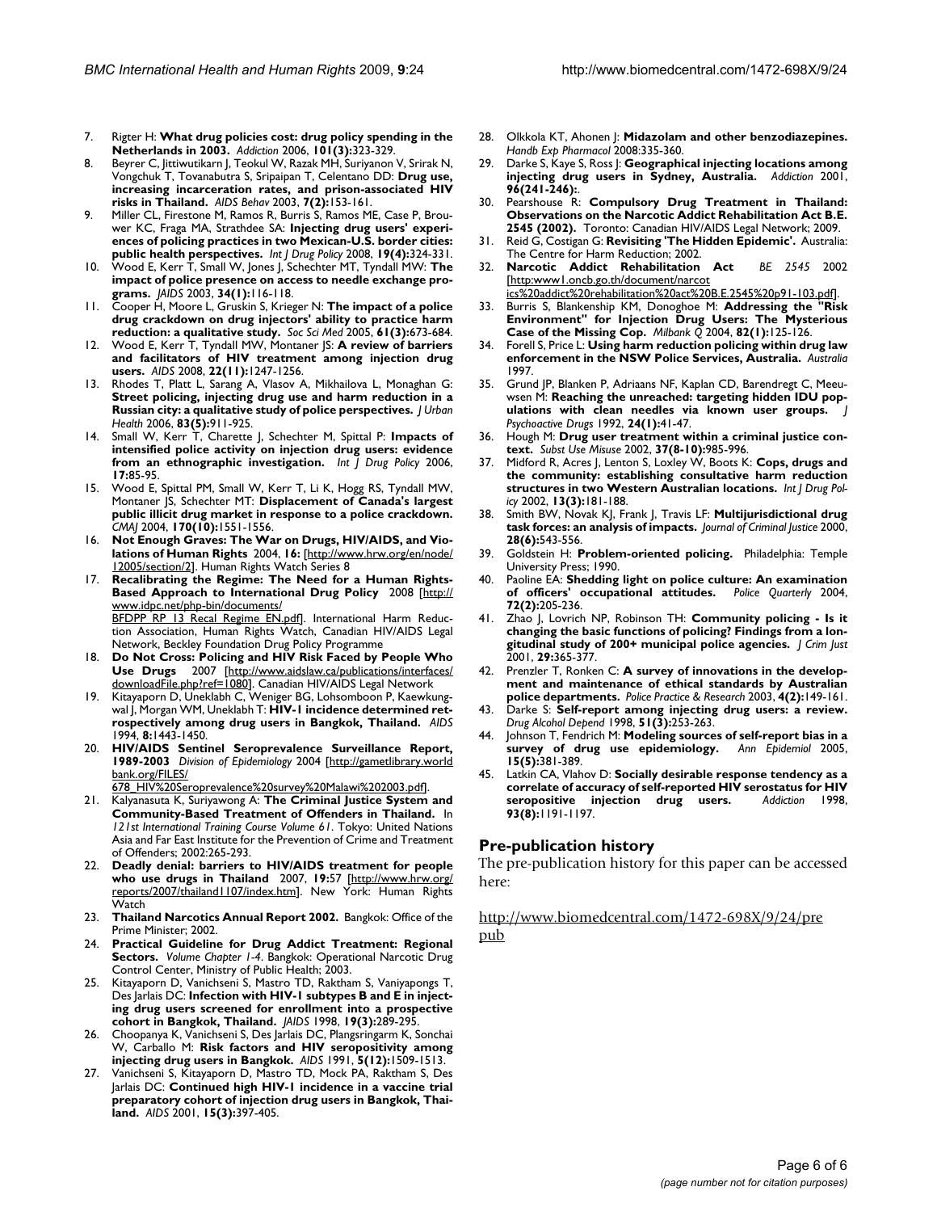7. Rigter H: **What drug policies cost: drug policy spending in the Netherlands in 2003.** *Addiction* 2006, **101(3):**323-329.
8. Beyrer C, Jittiwutikarn J, Teokul W, Razak MH, Suriyanon V, Srirak N, Vongchuk T, Tovanabutra S, Sripaipan T, Celentano DD: **Drug use, increasing incarceration rates, and prison-associated HIV risks in Thailand.** *AIDS Behav* 2003, **7(2):**153-161.
9. Miller CL, Firestone M, Ramos R, Burris S, Ramos ME, Case P, Brouwer KC, Fraga MA, Strathdee SA: **Injecting drug users' experiences of policing practices in two Mexican-U.S. border cities: public health perspectives.** *Int J Drug Policy* 2008, **19(4):**324-331.
10. Wood E, Kerr T, Small W, Jones J, Schechter MT, Tyndall MW: **The impact of police presence on access to needle exchange programs.** *JAIDS* 2003, **34(1):**116-118.
11. Cooper H, Moore L, Gruskin S, Krieger N: **The impact of a police drug crackdown on drug injectors' ability to practice harm reduction: a qualitative study.** *Soc Sci Med* 2005, **61(3):**673-684.
12. Wood E, Kerr T, Tyndall MW, Montaner JS: **A review of barriers and facilitators of HIV treatment among injection drug users.** *AIDS* 2008, **22(11):**1247-1256.
13. Rhodes T, Platt L, Sarang A, Vlasov A, Mikhailova L, Monaghan G: **Street policing, injecting drug use and harm reduction in a Russian city: a qualitative study of police perspectives.** *J Urban Health* 2006, **83(5):**911-925.
14. Small W, Kerr T, Charette J, Schechter M, Spittal P: **Impacts of intensified police activity on injection drug users: evidence from an ethnographic investigation.** *Int J Drug Policy* 2006, **17:**85-95.
15. Wood E, Spittal PM, Small W, Kerr T, Li K, Hogg RS, Tyndall MW, Montaner JS, Schechter MT: **Displacement of Canada's largest public illicit drug market in response to a police crackdown.** *CMAJ* 2004, **170(10):**1551-1556.
16. **Not Enough Graves: The War on Drugs, HIV/AIDS, and Violations of Human Rights** 2004, **16:** [http://www.hrw.org/en/node/12005/section/2]. Human Rights Watch Series 8
17. **Recalibrating the Regime: The Need for a Human Rights-Based Approach to International Drug Policy** 2008 [http://www.idpc.net/php-bin/documents/BFDPP_RP_13_Recal_Regime_EN.pdf]. International Harm Reduction Association, Human Rights Watch, Canadian HIV/AIDS Legal Network, Beckley Foundation Drug Policy Programme
18. **Do Not Cross: Policing and HIV Risk Faced by People Who Use Drugs** 2007 [http://www.aidslaw.ca/publications/interfaces/downloadFile.php?ref=1080]. Canadian HIV/AIDS Legal Network
19. Kitayaporn D, Uneklabh C, Weniger BG, Lohsomboon P, Kaewkungwal J, Morgan WM, Uneklabh T: **HIV-1 incidence determined retrospectively among drug users in Bangkok, Thailand.** *AIDS* 1994, **8:**1443-1450.
20. **HIV/AIDS Sentinel Seroprevalence Surveillance Report, 1989-2003** *Division of Epidemiology* 2004 [http://gametlibrary.worldbank.org/FILES/678_HIV%20Seroprevalence%20survey%20Malawi%202003.pdf].
21. Kalyanasuta K, Suriyawong A: **The Criminal Justice System and Community-Based Treatment of Offenders in Thailand.** In *121st International Training Course Volume 61*. Tokyo: United Nations Asia and Far East Institute for the Prevention of Crime and Treatment of Offenders; 2002:265-293.
22. **Deadly denial: barriers to HIV/AIDS treatment for people who use drugs in Thailand** 2007, **19:**57 [http://www.hrw.org/reports/2007/thailand1107/index.htm]. New York: Human Rights Watch
23. **Thailand Narcotics Annual Report 2002.** Bangkok: Office of the Prime Minister; 2002.
24. **Practical Guideline for Drug Addict Treatment: Regional Sectors.** *Volume Chapter 1-4*. Bangkok: Operational Narcotic Drug Control Center, Ministry of Public Health; 2003.
25. Kitayaporn D, Vanichseni S, Mastro TD, Raktham S, Vaniyapongs T, Des Jarlais DC: **Infection with HIV-1 subtypes B and E in injecting drug users screened for enrollment into a prospective cohort in Bangkok, Thailand.** *JAIDS* 1998, **19(3):**289-295.
26. Choopanya K, Vanichseni S, Des Jarlais DC, Plangsringarm K, Sonchai W, Carballo M: **Risk factors and HIV seropositivity among injecting drug users in Bangkok.** *AIDS* 1991, **5(12):**1509-1513.
27. Vanichseni S, Kitayaporn D, Mastro TD, Mock PA, Raktham S, Des Jarlais DC: **Continued high HIV-1 incidence in a vaccine trial preparatory cohort of injection drug users in Bangkok, Thailand.** *AIDS* 2001, **15(3):**397-405.
28. Olkkola KT, Ahonen J: **Midazolam and other benzodiazepines.** *Handb Exp Pharmacol* 2008:335-360.
29. Darke S, Kaye S, Ross J: **Geographical injecting locations among injecting drug users in Sydney, Australia.** *Addiction* 2001, **96(241-246):**.
30. Pearshouse R: **Compulsory Drug Treatment in Thailand: Observations on the Narcotic Addict Rehabilitation Act B.E. 2545 (2002).** Toronto: Canadian HIV/AIDS Legal Network; 2009.
31. Reid G, Costigan G: **Revisiting 'The Hidden Epidemic'.** Australia: The Centre for Harm Reduction; 2002.
32. **Narcotic Addict Rehabilitation Act** *BE 2545* 2002 [http:www1.oncb.go.th/document/narcotics%20addict%20rehabilitation%20act%20B.E.2545%20p91-103.pdf].
33. Burris S, Blankenship KM, Donoghoe M: **Addressing the "Risk Environment" for Injection Drug Users: The Mysterious Case of the Missing Cop.** *Milbank Q* 2004, **82(1):**125-126.
34. Forell S, Price L: **Using harm reduction policing within drug law enforcement in the NSW Police Services, Australia.** *Australia* 1997.
35. Grund JP, Blanken P, Adriaans NF, Kaplan CD, Barendregt C, Meeuwsen M: **Reaching the unreached: targeting hidden IDU populations with clean needles via known user groups.** *J Psychoactive Drugs* 1992, **24(1):**41-47.
36. Hough M: **Drug user treatment within a criminal justice context.** *Subst Use Misuse* 2002, **37(8-10):**985-996.
37. Midford R, Acres J, Lenton S, Loxley W, Boots K: **Cops, drugs and the community: establishing consultative harm reduction structures in two Western Australian locations.** *Int J Drug Policy* 2002, **13(3):**181-188.
38. Smith BW, Novak KJ, Frank J, Travis LF: **Multijurisdictional drug task forces: an analysis of impacts.** *Journal of Criminal Justice* 2000, **28(6):**543-556.
39. Goldstein H: **Problem-oriented policing.** Philadelphia: Temple University Press; 1990.
40. Paoline EA: **Shedding light on police culture: An examination of officers' occupational attitudes.** *Police Quarterly* 2004, **72(2):**205-236.
41. Zhao J, Lovrich NP, Robinson TH: **Community policing - Is it changing the basic functions of policing? Findings from a longitudinal study of 200+ municipal police agencies.** *J Crim Just* 2001, **29:**365-377.
42. Prenzler T, Ronken C: **A survey of innovations in the development and maintenance of ethical standards by Australian police departments.** *Police Practice & Research* 2003, **4(2):**149-161.
43. Darke S: **Self-report among injecting drug users: a review.** *Drug Alcohol Depend* 1998, **51(3):**253-263.
44. Johnson T, Fendrich M: **Modeling sources of self-report bias in a survey of drug use epidemiology.** *Ann Epidemiol* 2005, **15(5):**381-389.
45. Latkin CA, Vlahov D: **Socially desirable response tendency as a correlate of accuracy of self-reported HIV serostatus for HIV seropositive injection drug users.** *Addiction* 1998, **93(8):**1191-1197.

## Pre-publication history

The pre-publication history for this paper can be accessed here:

http://www.biomedcentral.com/1472-698X/9/24/prepub